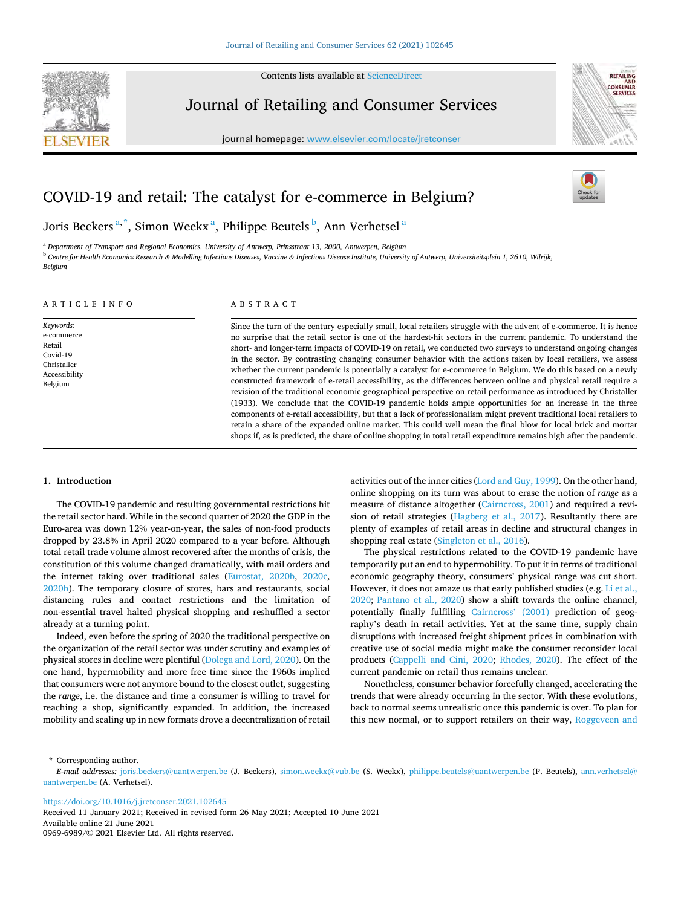# COVID-19 and retail: The catalyst for e-commerce in Belgium?

Joris Beckers[a,*], Simon Weekx[a], Philippe Beutels[b], Ann Verhetsel[a]

[a] Department of Transport and Regional Economics, University of Antwerp, Prinsstraat 13, 2000, Antwerpen, Belgium

[b] Centre for Health Economics Research & Modelling Infectious Diseases, Vaccine & Infectious Disease Institute, University of Antwerp, Universiteitsplein 1, 2610, Wilrijk, Belgium

## ARTICLE INFO

*Keywords:*
e-commerce
Retail
Covid-19
Christaller
Accessibility
Belgium

## ABSTRACT

Since the turn of the century especially small, local retailers struggle with the advent of e-commerce. It is hence no surprise that the retail sector is one of the hardest-hit sectors in the current pandemic. To understand the short- and longer-term impacts of COVID-19 on retail, we conducted two surveys to understand ongoing changes in the sector. By contrasting changing consumer behavior with the actions taken by local retailers, we assess whether the current pandemic is potentially a catalyst for e-commerce in Belgium. We do this based on a newly constructed framework of e-retail accessibility, as the differences between online and physical retail require a revision of the traditional economic geographical perspective on retail performance as introduced by Christaller (1933). We conclude that the COVID-19 pandemic holds ample opportunities for an increase in the three components of e-retail accessibility, but that a lack of professionalism might prevent traditional local retailers to retain a share of the expanded online market. This could well mean the final blow for local brick and mortar shops if, as is predicted, the share of online shopping in total retail expenditure remains high after the pandemic.

## 1. Introduction

The COVID-19 pandemic and resulting governmental restrictions hit the retail sector hard. While in the second quarter of 2020 the GDP in the Euro-area was down 12% year-on-year, the sales of non-food products dropped by 23.8% in April 2020 compared to a year before. Although total retail trade volume almost recovered after the months of crisis, the constitution of this volume changed dramatically, with mail orders and the internet taking over traditional sales (Eurostat, 2020b, 2020c, 2020b). The temporary closure of stores, bars and restaurants, social distancing rules and contact restrictions and the limitation of non-essential travel halted physical shopping and reshuffled a sector already at a turning point.

Indeed, even before the spring of 2020 the traditional perspective on the organization of the retail sector was under scrutiny and examples of physical stores in decline were plentiful (Dolega and Lord, 2020). On the one hand, hypermobility and more free time since the 1960s implied that consumers were not anymore bound to the closest outlet, suggesting the *range*, i.e. the distance and time a consumer is willing to travel for reaching a shop, significantly expanded. In addition, the increased mobility and scaling up in new formats drove a decentralization of retail activities out of the inner cities (Lord and Guy, 1999). On the other hand, online shopping on its turn was about to erase the notion of *range* as a measure of distance altogether (Cairncross, 2001) and required a revision of retail strategies (Hagberg et al., 2017). Resultantly there are plenty of examples of retail areas in decline and structural changes in shopping real estate (Singleton et al., 2016).

The physical restrictions related to the COVID-19 pandemic have temporarily put an end to hypermobility. To put it in terms of traditional economic geography theory, consumers' physical range was cut short. However, it does not amaze us that early published studies (e.g. Li et al., 2020; Pantano et al., 2020) show a shift towards the online channel, potentially finally fulfilling Cairncross' (2001) prediction of geography's death in retail activities. Yet at the same time, supply chain disruptions with increased freight shipment prices in combination with creative use of social media might make the consumer reconsider local products (Cappelli and Cini, 2020; Rhodes, 2020). The effect of the current pandemic on retail thus remains unclear.

Nonetheless, consumer behavior forcefully changed, accelerating the trends that were already occurring in the sector. With these evolutions, back to normal seems unrealistic once this pandemic is over. To plan for this new normal, or to support retailers on their way, Roggeveen and

---

* Corresponding author.

*E-mail addresses:* joris.beckers@uantwerpen.be (J. Beckers), simon.weekx@vub.be (S. Weekx), philippe.beutels@uantwerpen.be (P. Beutels), ann.verhetsel@uantwerpen.be (A. Verhetsel).

https://doi.org/10.1016/j.jretconser.2021.102645

Received 11 January 2021; Received in revised form 26 May 2021; Accepted 10 June 2021

Available online 21 June 2021

0969-6989/© 2021 Elsevier Ltd. All rights reserved.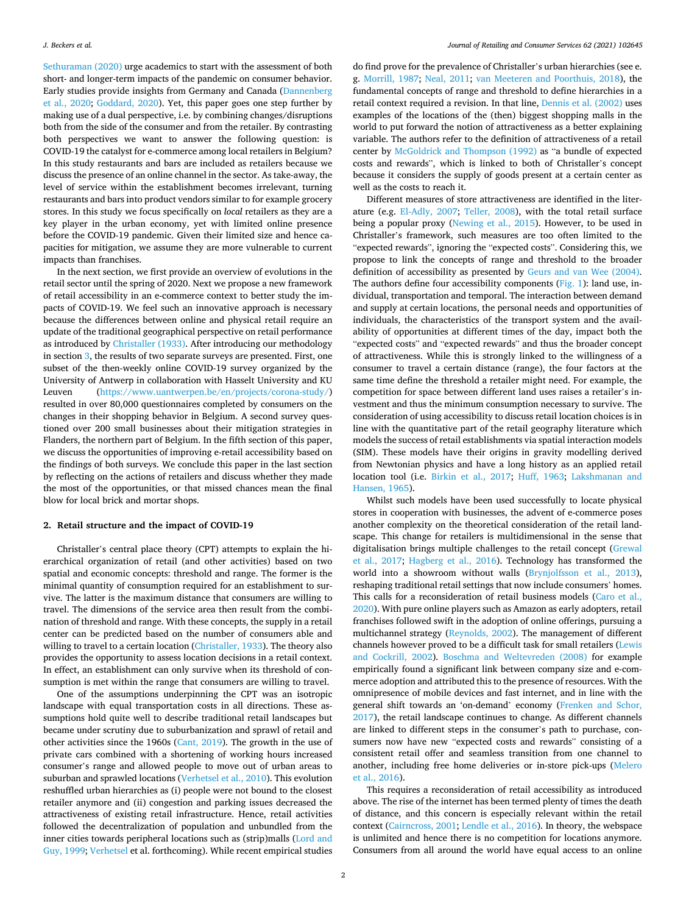Sethuraman (2020) urge academics to start with the assessment of both short- and longer-term impacts of the pandemic on consumer behavior. Early studies provide insights from Germany and Canada (Dannenberg et al., 2020; Goddard, 2020). Yet, this paper goes one step further by making use of a dual perspective, i.e. by combining changes/disruptions both from the side of the consumer and from the retailer. By contrasting both perspectives we want to answer the following question: is COVID-19 the catalyst for e-commerce among local retailers in Belgium? In this study restaurants and bars are included as retailers because we discuss the presence of an online channel in the sector. As take-away, the level of service within the establishment becomes irrelevant, turning restaurants and bars into product vendors similar to for example grocery stores. In this study we focus specifically on *local* retailers as they are a key player in the urban economy, yet with limited online presence before the COVID-19 pandemic. Given their limited size and hence capacities for mitigation, we assume they are more vulnerable to current impacts than franchises.

In the next section, we first provide an overview of evolutions in the retail sector until the spring of 2020. Next we propose a new framework of retail accessibility in an e-commerce context to better study the impacts of COVID-19. We feel such an innovative approach is necessary because the differences between online and physical retail require an update of the traditional geographical perspective on retail performance as introduced by Christaller (1933). After introducing our methodology in section 3, the results of two separate surveys are presented. First, one subset of the then-weekly online COVID-19 survey organized by the University of Antwerp in collaboration with Hasselt University and KU Leuven (https://www.uantwerpen.be/en/projects/corona-study/) resulted in over 80,000 questionnaires completed by consumers on the changes in their shopping behavior in Belgium. A second survey questioned over 200 small businesses about their mitigation strategies in Flanders, the northern part of Belgium. In the fifth section of this paper, we discuss the opportunities of improving e-retail accessibility based on the findings of both surveys. We conclude this paper in the last section by reflecting on the actions of retailers and discuss whether they made the most of the opportunities, or that missed chances mean the final blow for local brick and mortar shops.

## 2. Retail structure and the impact of COVID-19

Christaller's central place theory (CPT) attempts to explain the hierarchical organization of retail (and other activities) based on two spatial and economic concepts: threshold and range. The former is the minimal quantity of consumption required for an establishment to survive. The latter is the maximum distance that consumers are willing to travel. The dimensions of the service area then result from the combination of threshold and range. With these concepts, the supply in a retail center can be predicted based on the number of consumers able and willing to travel to a certain location (Christaller, 1933). The theory also provides the opportunity to assess location decisions in a retail context. In effect, an establishment can only survive when its threshold of consumption is met within the range that consumers are willing to travel.

One of the assumptions underpinning the CPT was an isotropic landscape with equal transportation costs in all directions. These assumptions hold quite well to describe traditional retail landscapes but became under scrutiny due to suburbanization and sprawl of retail and other activities since the 1960s (Cant, 2019). The growth in the use of private cars combined with a shortening of working hours increased consumer's range and allowed people to move out of urban areas to suburban and sprawled locations (Verhetsel et al., 2010). This evolution reshuffled urban hierarchies as (i) people were not bound to the closest retailer anymore and (ii) congestion and parking issues decreased the attractiveness of existing retail infrastructure. Hence, retail activities followed the decentralization of population and unbundled from the inner cities towards peripheral locations such as (strip)malls (Lord and Guy, 1999; Verhetsel et al. forthcoming). While recent empirical studies do find prove for the prevalence of Christaller's urban hierarchies (see e.g. Morrill, 1987; Neal, 2011; van Meeteren and Poorthuis, 2018), the fundamental concepts of range and threshold to define hierarchies in a retail context required a revision. In that line, Dennis et al. (2002) uses examples of the locations of the (then) biggest shopping malls in the world to put forward the notion of attractiveness as a better explaining variable. The authors refer to the definition of attractiveness of a retail center by McGoldrick and Thompson (1992) as "a bundle of expected costs and rewards", which is linked to both of Christaller's concept because it considers the supply of goods present at a certain center as well as the costs to reach it.

Different measures of store attractiveness are identified in the literature (e.g. El-Adly, 2007; Teller, 2008), with the total retail surface being a popular proxy (Newing et al., 2015). However, to be used in Christaller's framework, such measures are too often limited to the "expected rewards", ignoring the "expected costs". Considering this, we propose to link the concepts of range and threshold to the broader definition of accessibility as presented by Geurs and van Wee (2004). The authors define four accessibility components (Fig. 1): land use, individual, transportation and temporal. The interaction between demand and supply at certain locations, the personal needs and opportunities of individuals, the characteristics of the transport system and the availability of opportunities at different times of the day, impact both the "expected costs" and "expected rewards" and thus the broader concept of attractiveness. While this is strongly linked to the willingness of a consumer to travel a certain distance (range), the four factors at the same time define the threshold a retailer might need. For example, the competition for space between different land uses raises a retailer's investment and thus the minimum consumption necessary to survive. The consideration of using accessibility to discuss retail location choices is in line with the quantitative part of the retail geography literature which models the success of retail establishments via spatial interaction models (SIM). These models have their origins in gravity modelling derived from Newtonian physics and have a long history as an applied retail location tool (i.e. Birkin et al., 2017; Huff, 1963; Lakshmanan and Hansen, 1965).

Whilst such models have been used successfully to locate physical stores in cooperation with businesses, the advent of e-commerce poses another complexity on the theoretical consideration of the retail landscape. This change for retailers is multidimensional in the sense that digitalisation brings multiple challenges to the retail concept (Grewal et al., 2017; Hagberg et al., 2016). Technology has transformed the world into a showroom without walls (Brynjolfsson et al., 2013), reshaping traditional retail settings that now include consumers' homes. This calls for a reconsideration of retail business models (Caro et al., 2020). With pure online players such as Amazon as early adopters, retail franchises followed swift in the adoption of online offerings, pursuing a multichannel strategy (Reynolds, 2002). The management of different channels however proved to be a difficult task for small retailers (Lewis and Cockrill, 2002). Boschma and Weltevreden (2008) for example empirically found a significant link between company size and e-commerce adoption and attributed this to the presence of resources. With the omnipresence of mobile devices and fast internet, and in line with the general shift towards an 'on-demand' economy (Frenken and Schor, 2017), the retail landscape continues to change. As different channels are linked to different steps in the consumer's path to purchase, consumers now have new "expected costs and rewards" consisting of a consistent retail offer and seamless transition from one channel to another, including free home deliveries or in-store pick-ups (Melero et al., 2016).

This requires a reconsideration of retail accessibility as introduced above. The rise of the internet has been termed plenty of times the death of distance, and this concern is especially relevant within the retail context (Cairncross, 2001; Lendle et al., 2016). In theory, the webspace is unlimited and hence there is no competition for locations anymore. Consumers from all around the world have equal access to an online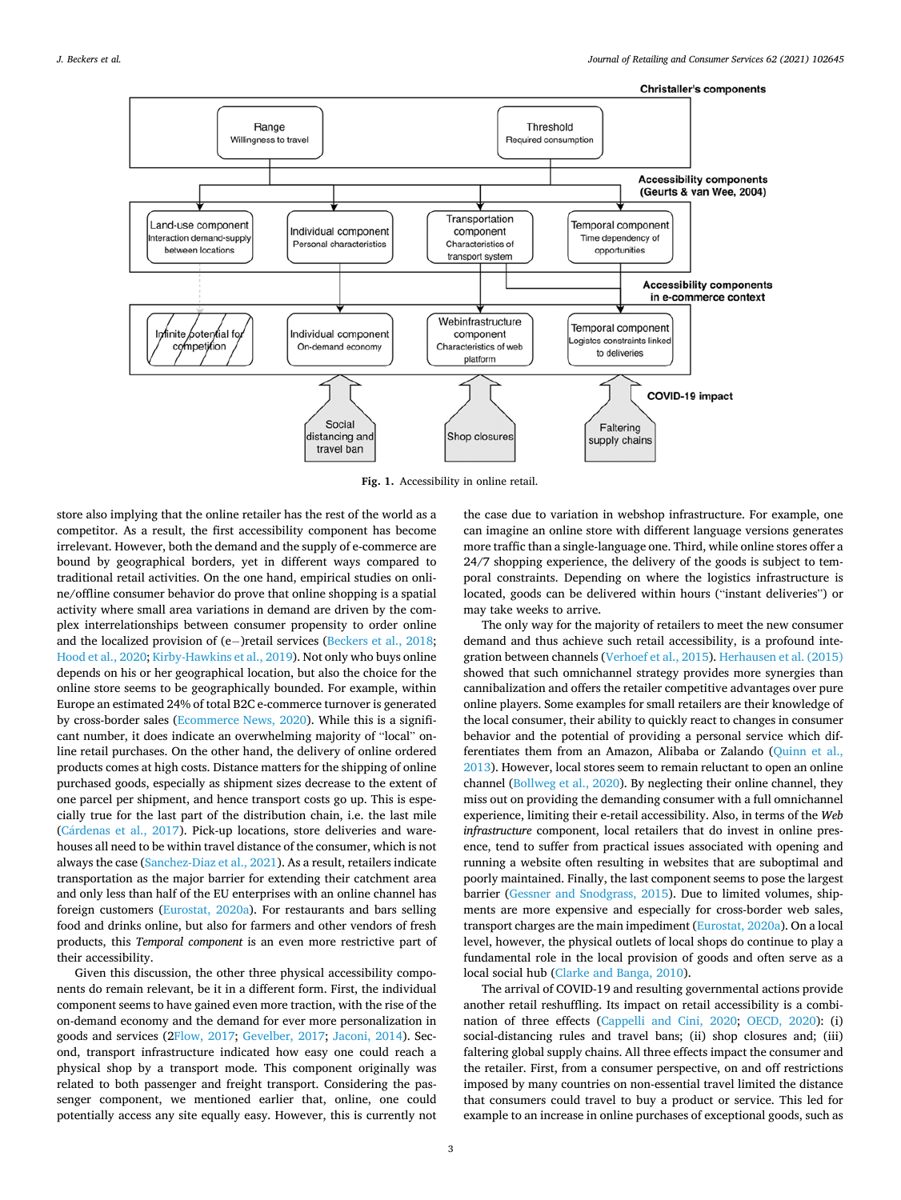Fig. 1. Accessibility in online retail.

store also implying that the online retailer has the rest of the world as a competitor. As a result, the first accessibility component has become irrelevant. However, both the demand and the supply of e-commerce are bound by geographical borders, yet in different ways compared to traditional retail activities. On the one hand, empirical studies on online/offline consumer behavior do prove that online shopping is a spatial activity where small area variations in demand are driven by the complex interrelationships between consumer propensity to order online and the localized provision of (e−)retail services (Beckers et al., 2018; Hood et al., 2020; Kirby-Hawkins et al., 2019). Not only who buys online depends on his or her geographical location, but also the choice for the online store seems to be geographically bounded. For example, within Europe an estimated 24% of total B2C e-commerce turnover is generated by cross-border sales (Ecommerce News, 2020). While this is a significant number, it does indicate an overwhelming majority of "local" online retail purchases. On the other hand, the delivery of online ordered products comes at high costs. Distance matters for the shipping of online purchased goods, especially as shipment sizes decrease to the extent of one parcel per shipment, and hence transport costs go up. This is especially true for the last part of the distribution chain, i.e. the last mile (Cárdenas et al., 2017). Pick-up locations, store deliveries and warehouses all need to be within travel distance of the consumer, which is not always the case (Sanchez-Diaz et al., 2021). As a result, retailers indicate transportation as the major barrier for extending their catchment area and only less than half of the EU enterprises with an online channel has foreign customers (Eurostat, 2020a). For restaurants and bars selling food and drinks online, but also for farmers and other vendors of fresh products, this *Temporal component* is an even more restrictive part of their accessibility.

Given this discussion, the other three physical accessibility components do remain relevant, be it in a different form. First, the individual component seems to have gained even more traction, with the rise of the on-demand economy and the demand for ever more personalization in goods and services (2Flow, 2017; Gevelber, 2017; Jaconi, 2014). Second, transport infrastructure indicated how easy one could reach a physical shop by a transport mode. This component originally was related to both passenger and freight transport. Considering the passenger component, we mentioned earlier that, online, one could potentially access any site equally easy. However, this is currently not the case due to variation in webshop infrastructure. For example, one can imagine an online store with different language versions generates more traffic than a single-language one. Third, while online stores offer a 24/7 shopping experience, the delivery of the goods is subject to temporal constraints. Depending on where the logistics infrastructure is located, goods can be delivered within hours ("instant deliveries") or may take weeks to arrive.

The only way for the majority of retailers to meet the new consumer demand and thus achieve such retail accessibility, is a profound integration between channels (Verhoef et al., 2015). Herhausen et al. (2015) showed that such omnichannel strategy provides more synergies than cannibalization and offers the retailer competitive advantages over pure online players. Some examples for small retailers are their knowledge of the local consumer, their ability to quickly react to changes in consumer behavior and the potential of providing a personal service which differentiates them from an Amazon, Alibaba or Zalando (Quinn et al., 2013). However, local stores seem to remain reluctant to open an online channel (Bollweg et al., 2020). By neglecting their online channel, they miss out on providing the demanding consumer with a full omnichannel experience, limiting their e-retail accessibility. Also, in terms of the *Web infrastructure* component, local retailers that do invest in online presence, tend to suffer from practical issues associated with opening and running a website often resulting in websites that are suboptimal and poorly maintained. Finally, the last component seems to pose the largest barrier (Gessner and Snodgrass, 2015). Due to limited volumes, shipments are more expensive and especially for cross-border web sales, transport charges are the main impediment (Eurostat, 2020a). On a local level, however, the physical outlets of local shops do continue to play a fundamental role in the local provision of goods and often serve as a local social hub (Clarke and Banga, 2010).

The arrival of COVID-19 and resulting governmental actions provide another retail reshuffling. Its impact on retail accessibility is a combination of three effects (Cappelli and Cini, 2020; OECD, 2020): (i) social-distancing rules and travel bans; (ii) shop closures and; (iii) faltering global supply chains. All three effects impact the consumer and the retailer. First, from a consumer perspective, on and off restrictions imposed by many countries on non-essential travel limited the distance that consumers could travel to buy a product or service. This led for example to an increase in online purchases of exceptional goods, such as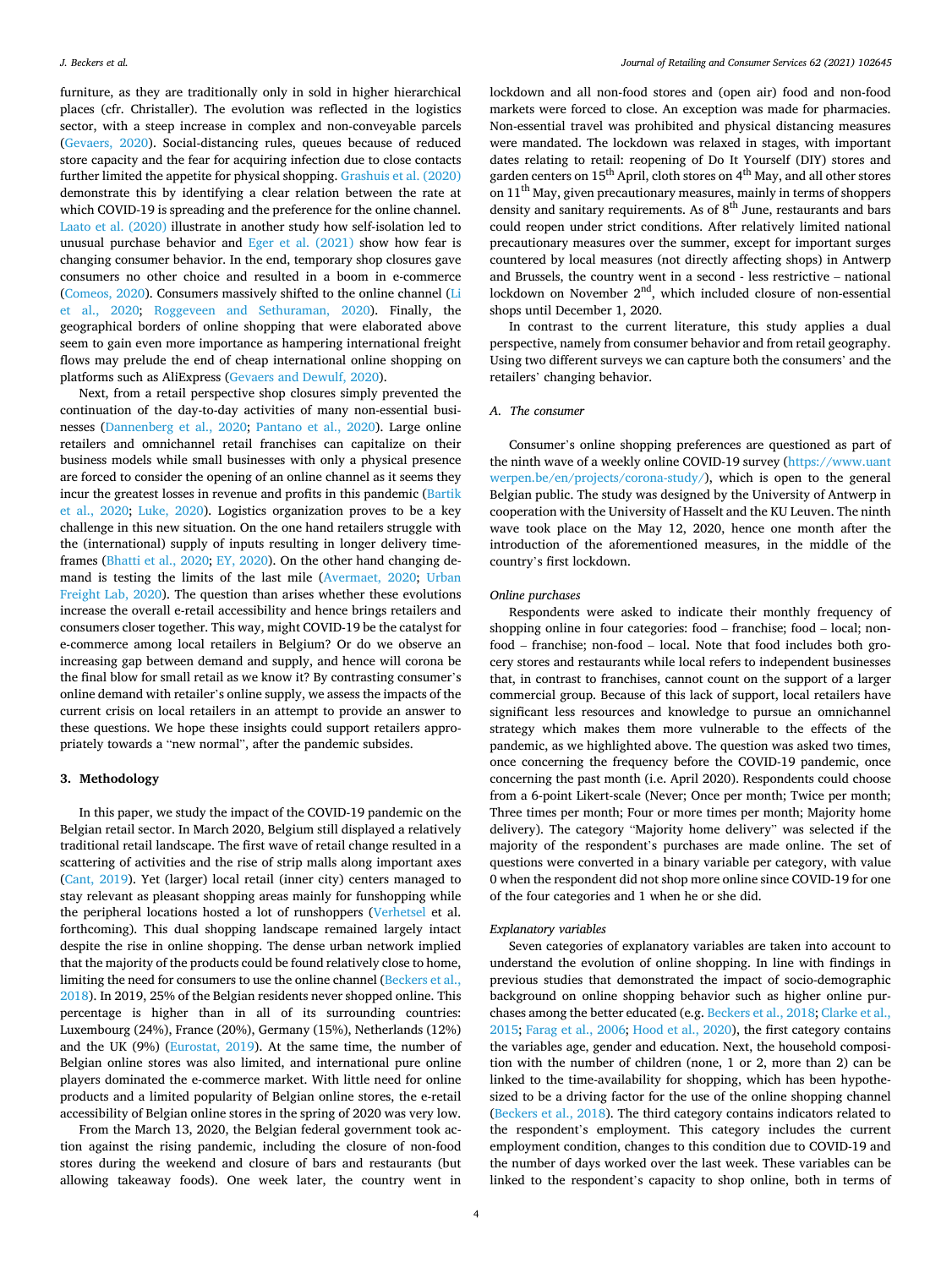furniture, as they are traditionally only in sold in higher hierarchical places (cfr. Christaller). The evolution was reflected in the logistics sector, with a steep increase in complex and non-conveyable parcels (Gevaers, 2020). Social-distancing rules, queues because of reduced store capacity and the fear for acquiring infection due to close contacts further limited the appetite for physical shopping. Grashuis et al. (2020) demonstrate this by identifying a clear relation between the rate at which COVID-19 is spreading and the preference for the online channel. Laato et al. (2020) illustrate in another study how self-isolation led to unusual purchase behavior and Eger et al. (2021) show how fear is changing consumer behavior. In the end, temporary shop closures gave consumers no other choice and resulted in a boom in e-commerce (Comeos, 2020). Consumers massively shifted to the online channel (Li et al., 2020; Roggeveen and Sethuraman, 2020). Finally, the geographical borders of online shopping that were elaborated above seem to gain even more importance as hampering international freight flows may prelude the end of cheap international online shopping on platforms such as AliExpress (Gevaers and Dewulf, 2020).

Next, from a retail perspective shop closures simply prevented the continuation of the day-to-day activities of many non-essential businesses (Dannenberg et al., 2020; Pantano et al., 2020). Large online retailers and omnichannel retail franchises can capitalize on their business models while small businesses with only a physical presence are forced to consider the opening of an online channel as it seems they incur the greatest losses in revenue and profits in this pandemic (Bartik et al., 2020; Luke, 2020). Logistics organization proves to be a key challenge in this new situation. On the one hand retailers struggle with the (international) supply of inputs resulting in longer delivery timeframes (Bhatti et al., 2020; EY, 2020). On the other hand changing demand is testing the limits of the last mile (Avermaet, 2020; Urban Freight Lab, 2020). The question than arises whether these evolutions increase the overall e-retail accessibility and hence brings retailers and consumers closer together. This way, might COVID-19 be the catalyst for e-commerce among local retailers in Belgium? Or do we observe an increasing gap between demand and supply, and hence will corona be the final blow for small retail as we know it? By contrasting consumer's online demand with retailer's online supply, we assess the impacts of the current crisis on local retailers in an attempt to provide an answer to these questions. We hope these insights could support retailers appropriately towards a "new normal", after the pandemic subsides.

## 3. Methodology

In this paper, we study the impact of the COVID-19 pandemic on the Belgian retail sector. In March 2020, Belgium still displayed a relatively traditional retail landscape. The first wave of retail change resulted in a scattering of activities and the rise of strip malls along important axes (Cant, 2019). Yet (larger) local retail (inner city) centers managed to stay relevant as pleasant shopping areas mainly for funshopping while the peripheral locations hosted a lot of runshoppers (Verhetsel et al. forthcoming). This dual shopping landscape remained largely intact despite the rise in online shopping. The dense urban network implied that the majority of the products could be found relatively close to home, limiting the need for consumers to use the online channel (Beckers et al., 2018). In 2019, 25% of the Belgian residents never shopped online. This percentage is higher than in all of its surrounding countries: Luxembourg (24%), France (20%), Germany (15%), Netherlands (12%) and the UK (9%) (Eurostat, 2019). At the same time, the number of Belgian online stores was also limited, and international pure online players dominated the e-commerce market. With little need for online products and a limited popularity of Belgian online stores, the e-retail accessibility of Belgian online stores in the spring of 2020 was very low.

From the March 13, 2020, the Belgian federal government took action against the rising pandemic, including the closure of non-food stores during the weekend and closure of bars and restaurants (but allowing takeaway foods). One week later, the country went in lockdown and all non-food stores and (open air) food and non-food markets were forced to close. An exception was made for pharmacies. Non-essential travel was prohibited and physical distancing measures were mandated. The lockdown was relaxed in stages, with important dates relating to retail: reopening of Do It Yourself (DIY) stores and garden centers on 15th April, cloth stores on 4th May, and all other stores on 11th May, given precautionary measures, mainly in terms of shoppers density and sanitary requirements. As of 8th June, restaurants and bars could reopen under strict conditions. After relatively limited national precautionary measures over the summer, except for important surges countered by local measures (not directly affecting shops) in Antwerp and Brussels, the country went in a second - less restrictive – national lockdown on November 2nd, which included closure of non-essential shops until December 1, 2020.

In contrast to the current literature, this study applies a dual perspective, namely from consumer behavior and from retail geography. Using two different surveys we can capture both the consumers' and the retailers' changing behavior.

### A. The consumer

Consumer's online shopping preferences are questioned as part of the ninth wave of a weekly online COVID-19 survey (https://www.uantwerpen.be/en/projects/corona-study/), which is open to the general Belgian public. The study was designed by the University of Antwerp in cooperation with the University of Hasselt and the KU Leuven. The ninth wave took place on the May 12, 2020, hence one month after the introduction of the aforementioned measures, in the middle of the country's first lockdown.

#### *Online purchases*

Respondents were asked to indicate their monthly frequency of shopping online in four categories: food – franchise; food – local; non-food – franchise; non-food – local. Note that food includes both grocery stores and restaurants while local refers to independent businesses that, in contrast to franchises, cannot count on the support of a larger commercial group. Because of this lack of support, local retailers have significant less resources and knowledge to pursue an omnichannel strategy which makes them more vulnerable to the effects of the pandemic, as we highlighted above. The question was asked two times, once concerning the frequency before the COVID-19 pandemic, once concerning the past month (i.e. April 2020). Respondents could choose from a 6-point Likert-scale (Never; Once per month; Twice per month; Three times per month; Four or more times per month; Majority home delivery). The category "Majority home delivery" was selected if the majority of the respondent's purchases are made online. The set of questions were converted in a binary variable per category, with value 0 when the respondent did not shop more online since COVID-19 for one of the four categories and 1 when he or she did.

#### *Explanatory variables*

Seven categories of explanatory variables are taken into account to understand the evolution of online shopping. In line with findings in previous studies that demonstrated the impact of socio-demographic background on online shopping behavior such as higher online purchases among the better educated (e.g. Beckers et al., 2018; Clarke et al., 2015; Farag et al., 2006; Hood et al., 2020), the first category contains the variables age, gender and education. Next, the household composition with the number of children (none, 1 or 2, more than 2) can be linked to the time-availability for shopping, which has been hypothesized to be a driving factor for the use of the online shopping channel (Beckers et al., 2018). The third category contains indicators related to the respondent's employment. This category includes the current employment condition, changes to this condition due to COVID-19 and the number of days worked over the last week. These variables can be linked to the respondent's capacity to shop online, both in terms of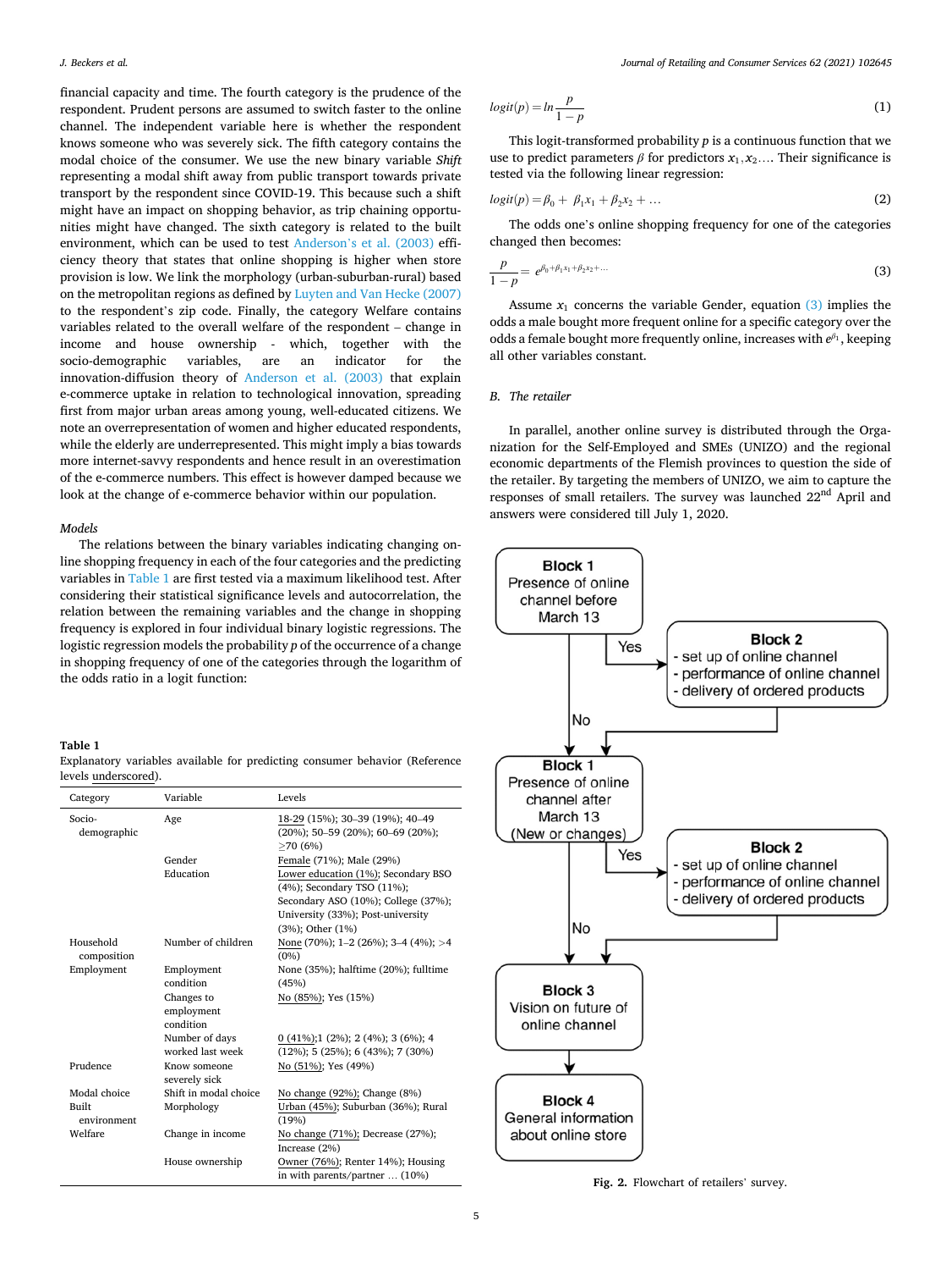financial capacity and time. The fourth category is the prudence of the respondent. Prudent persons are assumed to switch faster to the online channel. The independent variable here is whether the respondent knows someone who was severely sick. The fifth category contains the modal choice of the consumer. We use the new binary variable *Shift* representing a modal shift away from public transport towards private transport by the respondent since COVID-19. This because such a shift might have an impact on shopping behavior, as trip chaining opportunities might have changed. The sixth category is related to the built environment, which can be used to test Anderson's et al. (2003) efficiency theory that states that online shopping is higher when store provision is low. We link the morphology (urban-suburban-rural) based on the metropolitan regions as defined by Luyten and Van Hecke (2007) to the respondent's zip code. Finally, the category Welfare contains variables related to the overall welfare of the respondent – change in income and house ownership - which, together with the socio-demographic variables, are an indicator for the innovation-diffusion theory of Anderson et al. (2003) that explain e-commerce uptake in relation to technological innovation, spreading first from major urban areas among young, well-educated citizens. We note an overrepresentation of women and higher educated respondents, while the elderly are underrepresented. This might imply a bias towards more internet-savvy respondents and hence result in an overestimation of the e-commerce numbers. This effect is however damped because we look at the change of e-commerce behavior within our population.

*Models*

The relations between the binary variables indicating changing online shopping frequency in each of the four categories and the predicting variables in Table 1 are first tested via a maximum likelihood test. After considering their statistical significance levels and autocorrelation, the relation between the remaining variables and the change in shopping frequency is explored in four individual binary logistic regressions. The logistic regression models the probability $p$ of the occurrence of a change in shopping frequency of one of the categories through the logarithm of the odds ratio in a logit function:

$$logit(p) = ln\frac{p}{1-p} \tag{1}$$

This logit-transformed probability $p$ is a continuous function that we use to predict parameters $\beta$ for predictors $x_1, x_2 \ldots$. Their significance is tested via the following linear regression:

$$logit(p) = \beta_0 + \ \beta_1 x_1 + \beta_2 x_2 + \ldots \tag{2}$$

The odds one's online shopping frequency for one of the categories changed then becomes:

$$\frac{p}{1-p} = e^{\beta_0 + \beta_1 x_1 + \beta_2 x_2 + \ldots} \tag{3}$$

Assume $x_1$ concerns the variable Gender, equation (3) implies the odds a male bought more frequent online for a specific category over the odds a female bought more frequently online, increases with $e^{\beta_1}$, keeping all other variables constant.

**Table 1**
Explanatory variables available for predicting consumer behavior (Reference levels underscored).

| Category | Variable | Levels |
|---|---|---|
| Socio-demographic | Age | 18-29 (15%); 30–39 (19%); 40–49 (20%); 50–59 (20%); 60–69 (20%); ≥70 (6%) |
| | Gender | Female (71%); Male (29%) |
| | Education | Lower education (1%); Secondary BSO (4%); Secondary TSO (11%); Secondary ASO (10%); College (37%); University (33%); Post-university (3%); Other (1%) |
| Household composition | Number of children | None (70%); 1–2 (26%); 3–4 (4%); >4 (0%) |
| Employment | Employment condition | None (35%); halftime (20%); fulltime (45%) |
| | Changes to employment condition | No (85%); Yes (15%) |
| | Number of days worked last week | 0 (41%);1 (2%); 2 (4%); 3 (6%); 4 (12%); 5 (25%); 6 (43%); 7 (30%) |
| Prudence | Know someone severely sick | No (51%); Yes (49%) |
| Modal choice | Shift in modal choice | No change (92%); Change (8%) |
| Built environment | Morphology | Urban (45%); Suburban (36%); Rural (19%) |
| Welfare | Change in income | No change (71%); Decrease (27%); Increase (2%) |
| | House ownership | Owner (76%); Renter 14%); Housing in with parents/partner ... (10%) |

### B. *The retailer*

In parallel, another online survey is distributed through the Organization for the Self-Employed and SMEs (UNIZO) and the regional economic departments of the Flemish provinces to question the side of the retailer. By targeting the members of UNIZO, we aim to capture the responses of small retailers. The survey was launched 22nd April and answers were considered till July 1, 2020.

Block 1: Presence of online channel before March 13 → Yes → Block 2: set up of online channel; performance of online channel; delivery of ordered products. No → Block 1: Presence of online channel after March 13 (New or changes) → Yes → Block 2: set up of online channel; performance of online channel; delivery of ordered products. No → Block 3: Vision on future of online channel → Block 4: General information about online store

**Fig. 2.** Flowchart of retailers' survey.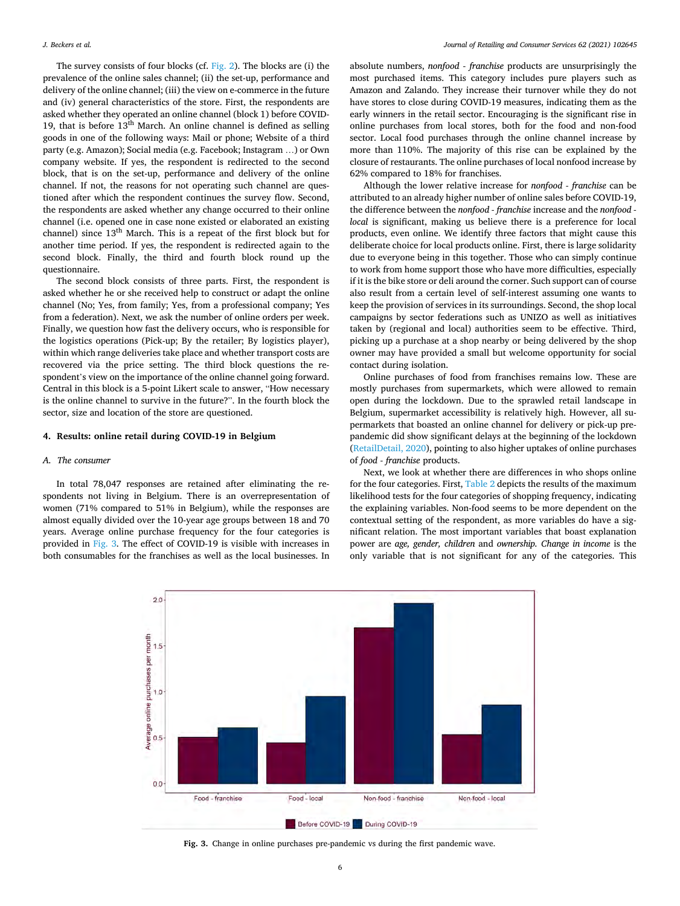The survey consists of four blocks (cf. Fig. 2). The blocks are (i) the prevalence of the online sales channel; (ii) the set-up, performance and delivery of the online channel; (iii) the view on e-commerce in the future and (iv) general characteristics of the store. First, the respondents are asked whether they operated an online channel (block 1) before COVID-19, that is before 13th March. An online channel is defined as selling goods in one of the following ways: Mail or phone; Website of a third party (e.g. Amazon); Social media (e.g. Facebook; Instagram …) or Own company website. If yes, the respondent is redirected to the second block, that is on the set-up, performance and delivery of the online channel. If not, the reasons for not operating such channel are questioned after which the respondent continues the survey flow. Second, the respondents are asked whether any change occurred to their online channel (i.e. opened one in case none existed or elaborated an existing channel) since 13th March. This is a repeat of the first block but for another time period. If yes, the respondent is redirected again to the second block. Finally, the third and fourth block round up the questionnaire.

The second block consists of three parts. First, the respondent is asked whether he or she received help to construct or adapt the online channel (No; Yes, from family; Yes, from a professional company; Yes from a federation). Next, we ask the number of online orders per week. Finally, we question how fast the delivery occurs, who is responsible for the logistics operations (Pick-up; By the retailer; By logistics player), within which range deliveries take place and whether transport costs are recovered via the price setting. The third block questions the respondent's view on the importance of the online channel going forward. Central in this block is a 5-point Likert scale to answer, "How necessary is the online channel to survive in the future?". In the fourth block the sector, size and location of the store are questioned.

## 4. Results: online retail during COVID-19 in Belgium

### A. The consumer

In total 78,047 responses are retained after eliminating the respondents not living in Belgium. There is an overrepresentation of women (71% compared to 51% in Belgium), while the responses are almost equally divided over the 10-year age groups between 18 and 70 years. Average online purchase frequency for the four categories is provided in Fig. 3. The effect of COVID-19 is visible with increases in both consumables for the franchises as well as the local businesses. In absolute numbers, *nonfood - franchise* products are unsurprisingly the most purchased items. This category includes pure players such as Amazon and Zalando. They increase their turnover while they do not have stores to close during COVID-19 measures, indicating them as the early winners in the retail sector. Encouraging is the significant rise in online purchases from local stores, both for the food and non-food sector. Local food purchases through the online channel increase by more than 110%. The majority of this rise can be explained by the closure of restaurants. The online purchases of local nonfood increase by 62% compared to 18% for franchises.

Although the lower relative increase for *nonfood - franchise* can be attributed to an already higher number of online sales before COVID-19, the difference between the *nonfood - franchise* increase and the *nonfood - local* is significant, making us believe there is a preference for local products, even online. We identify three factors that might cause this deliberate choice for local products online. First, there is large solidarity due to everyone being in this together. Those who can simply continue to work from home support those who have more difficulties, especially if it is the bike store or deli around the corner. Such support can of course also result from a certain level of self-interest assuming one wants to keep the provision of services in its surroundings. Second, the shop local campaigns by sector federations such as UNIZO as well as initiatives taken by (regional and local) authorities seem to be effective. Third, picking up a purchase at a shop nearby or being delivered by the shop owner may have provided a small but welcome opportunity for social contact during isolation.

Online purchases of food from franchises remains low. These are mostly purchases from supermarkets, which were allowed to remain open during the lockdown. Due to the sprawled retail landscape in Belgium, supermarket accessibility is relatively high. However, all supermarkets that boasted an online channel for delivery or pick-up pre-pandemic did show significant delays at the beginning of the lockdown (RetailDetail, 2020), pointing to also higher uptakes of online purchases of *food - franchise* products.

Next, we look at whether there are differences in who shops online for the four categories. First, Table 2 depicts the results of the maximum likelihood tests for the four categories of shopping frequency, indicating the explaining variables. Non-food seems to be more dependent on the contextual setting of the respondent, as more variables do have a significant relation. The most important variables that boast explanation power are *age, gender, children* and *ownership. Change in income* is the only variable that is not significant for any of the categories. This

**Fig. 3.** Change in online purchases pre-pandemic vs during the first pandemic wave.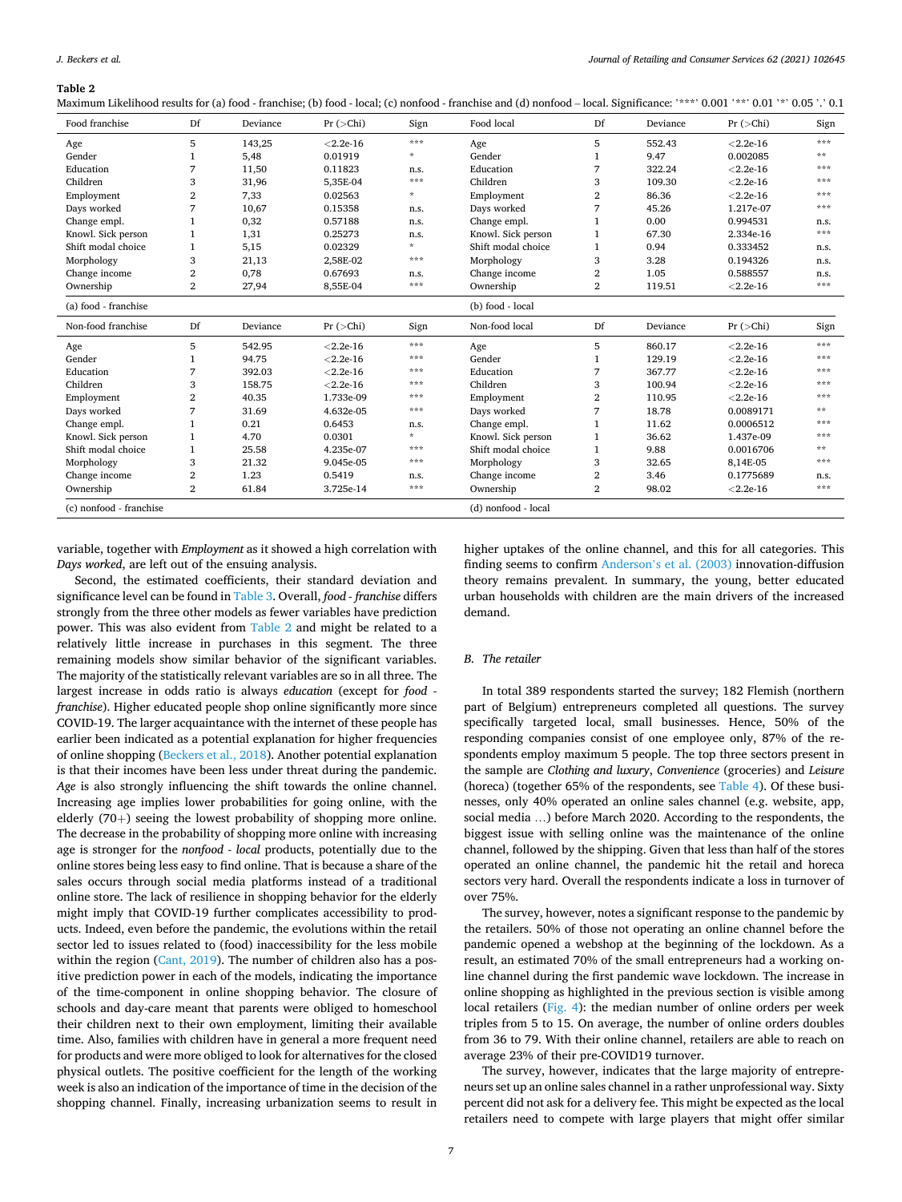**Table 2**

Maximum Likelihood results for (a) food - franchise; (b) food - local; (c) nonfood - franchise and (d) nonfood – local. Significance: '***' 0.001 '**' 0.01 '*' 0.05 '.' 0.1

| Food franchise | Df | Deviance | Pr (>Chi) | Sign | Food local | Df | Deviance | Pr (>Chi) | Sign |
|---|---|---|---|---|---|---|---|---|---|
| Age | 5 | 143,25 | <2.2e-16 | *** | Age | 5 | 552.43 | <2.2e-16 | *** |
| Gender | 1 | 5,48 | 0.01919 | * | Gender | 1 | 9.47 | 0.002085 | ** |
| Education | 7 | 11,50 | 0.11823 | n.s. | Education | 7 | 322.24 | <2.2e-16 | *** |
| Children | 3 | 31,96 | 5,35E-04 | *** | Children | 3 | 109.30 | <2.2e-16 | *** |
| Employment | 2 | 7,33 | 0.02563 | * | Employment | 2 | 86.36 | <2.2e-16 | *** |
| Days worked | 7 | 10,67 | 0.15358 | n.s. | Days worked | 7 | 45.26 | 1.217e-07 | *** |
| Change empl. | 1 | 0,32 | 0.57188 | n.s. | Change empl. | 1 | 0.00 | 0.994531 | n.s. |
| Knowl. Sick person | 1 | 1,31 | 0.25273 | n.s. | Knowl. Sick person | 1 | 67.30 | 2.334e-16 | *** |
| Shift modal choice | 1 | 5,15 | 0.02329 | * | Shift modal choice | 1 | 0.94 | 0.333452 | n.s. |
| Morphology | 3 | 21,13 | 2,58E-02 | *** | Morphology | 3 | 3.28 | 0.194326 | n.s. |
| Change income | 2 | 0,78 | 0.67693 | n.s. | Change income | 2 | 1.05 | 0.588557 | n.s. |
| Ownership | 2 | 27,94 | 8,55E-04 | *** | Ownership | 2 | 119.51 | <2.2e-16 | *** |
| (a) food - franchise | | | | | (b) food - local | | | | |
| **Non-food franchise** | **Df** | **Deviance** | **Pr (>Chi)** | **Sign** | **Non-food local** | **Df** | **Deviance** | **Pr (>Chi)** | **Sign** |
| Age | 5 | 542.95 | <2.2e-16 | *** | Age | 5 | 860.17 | <2.2e-16 | *** |
| Gender | 1 | 94.75 | <2.2e-16 | *** | Gender | 1 | 129.19 | <2.2e-16 | *** |
| Education | 7 | 392.03 | <2.2e-16 | *** | Education | 7 | 367.77 | <2.2e-16 | *** |
| Children | 3 | 158.75 | <2.2e-16 | *** | Children | 3 | 100.94 | <2.2e-16 | *** |
| Employment | 2 | 40.35 | 1.733e-09 | *** | Employment | 2 | 110.95 | <2.2e-16 | *** |
| Days worked | 7 | 31.69 | 4.632e-05 | *** | Days worked | 7 | 18.78 | 0.0089171 | ** |
| Change empl. | 1 | 0.21 | 0.6453 | n.s. | Change empl. | 1 | 11.62 | 0.0006512 | *** |
| Knowl. Sick person | 1 | 4.70 | 0.0301 | * | Knowl. Sick person | 1 | 36.62 | 1.437e-09 | *** |
| Shift modal choice | 1 | 25.58 | 4.235e-07 | *** | Shift modal choice | 1 | 9.88 | 0.0016706 | ** |
| Morphology | 3 | 21.32 | 9.045e-05 | *** | Morphology | 3 | 32.65 | 8,14E-05 | *** |
| Change income | 2 | 1.23 | 0.5419 | n.s. | Change income | 2 | 3.46 | 0.1775689 | n.s. |
| Ownership | 2 | 61.84 | 3.725e-14 | *** | Ownership | 2 | 98.02 | <2.2e-16 | *** |
| (c) nonfood - franchise | | | | | (d) nonfood - local | | | | |

variable, together with *Employment* as it showed a high correlation with *Days worked*, are left out of the ensuing analysis.

Second, the estimated coefficients, their standard deviation and significance level can be found in Table 3. Overall, *food - franchise* differs strongly from the three other models as fewer variables have prediction power. This was also evident from Table 2 and might be related to a relatively little increase in purchases in this segment. The three remaining models show similar behavior of the significant variables. The majority of the statistically relevant variables are so in all three. The largest increase in odds ratio is always *education* (except for *food - franchise*). Higher educated people shop online significantly more since COVID-19. The larger acquaintance with the internet of these people has earlier been indicated as a potential explanation for higher frequencies of online shopping (Beckers et al., 2018). Another potential explanation is that their incomes have been less under threat during the pandemic. *Age* is also strongly influencing the shift towards the online channel. Increasing age implies lower probabilities for going online, with the elderly (70+) seeing the lowest probability of shopping more online. The decrease in the probability of shopping more online with increasing age is stronger for the *nonfood - local* products, potentially due to the online stores being less easy to find online. That is because a share of the sales occurs through social media platforms instead of a traditional online store. The lack of resilience in shopping behavior for the elderly might imply that COVID-19 further complicates accessibility to products. Indeed, even before the pandemic, the evolutions within the retail sector led to issues related to (food) inaccessibility for the less mobile within the region (Cant, 2019). The number of children also has a positive prediction power in each of the models, indicating the importance of the time-component in online shopping behavior. The closure of schools and day-care meant that parents were obliged to homeschool their children next to their own employment, limiting their available time. Also, families with children have in general a more frequent need for products and were more obliged to look for alternatives for the closed physical outlets. The positive coefficient for the length of the working week is also an indication of the importance of time in the decision of the shopping channel. Finally, increasing urbanization seems to result in higher uptakes of the online channel, and this for all categories. This finding seems to confirm Anderson's et al. (2003) innovation-diffusion theory remains prevalent. In summary, the young, better educated urban households with children are the main drivers of the increased demand.

### B. The retailer

In total 389 respondents started the survey; 182 Flemish (northern part of Belgium) entrepreneurs completed all questions. The survey specifically targeted local, small businesses. Hence, 50% of the responding companies consist of one employee only, 87% of the respondents employ maximum 5 people. The top three sectors present in the sample are *Clothing and luxury*, *Convenience* (groceries) and *Leisure* (horeca) (together 65% of the respondents, see Table 4). Of these businesses, only 40% operated an online sales channel (e.g. website, app, social media …) before March 2020. According to the respondents, the biggest issue with selling online was the maintenance of the online channel, followed by the shipping. Given that less than half of the stores operated an online channel, the pandemic hit the retail and horeca sectors very hard. Overall the respondents indicate a loss in turnover of over 75%.

The survey, however, notes a significant response to the pandemic by the retailers. 50% of those not operating an online channel before the pandemic opened a webshop at the beginning of the lockdown. As a result, an estimated 70% of the small entrepreneurs had a working online channel during the first pandemic wave lockdown. The increase in online shopping as highlighted in the previous section is visible among local retailers (Fig. 4): the median number of online orders per week triples from 5 to 15. On average, the number of online orders doubles from 36 to 79. With their online channel, retailers are able to reach on average 23% of their pre-COVID19 turnover.

The survey, however, indicates that the large majority of entrepreneurs set up an online sales channel in a rather unprofessional way. Sixty percent did not ask for a delivery fee. This might be expected as the local retailers need to compete with large players that might offer similar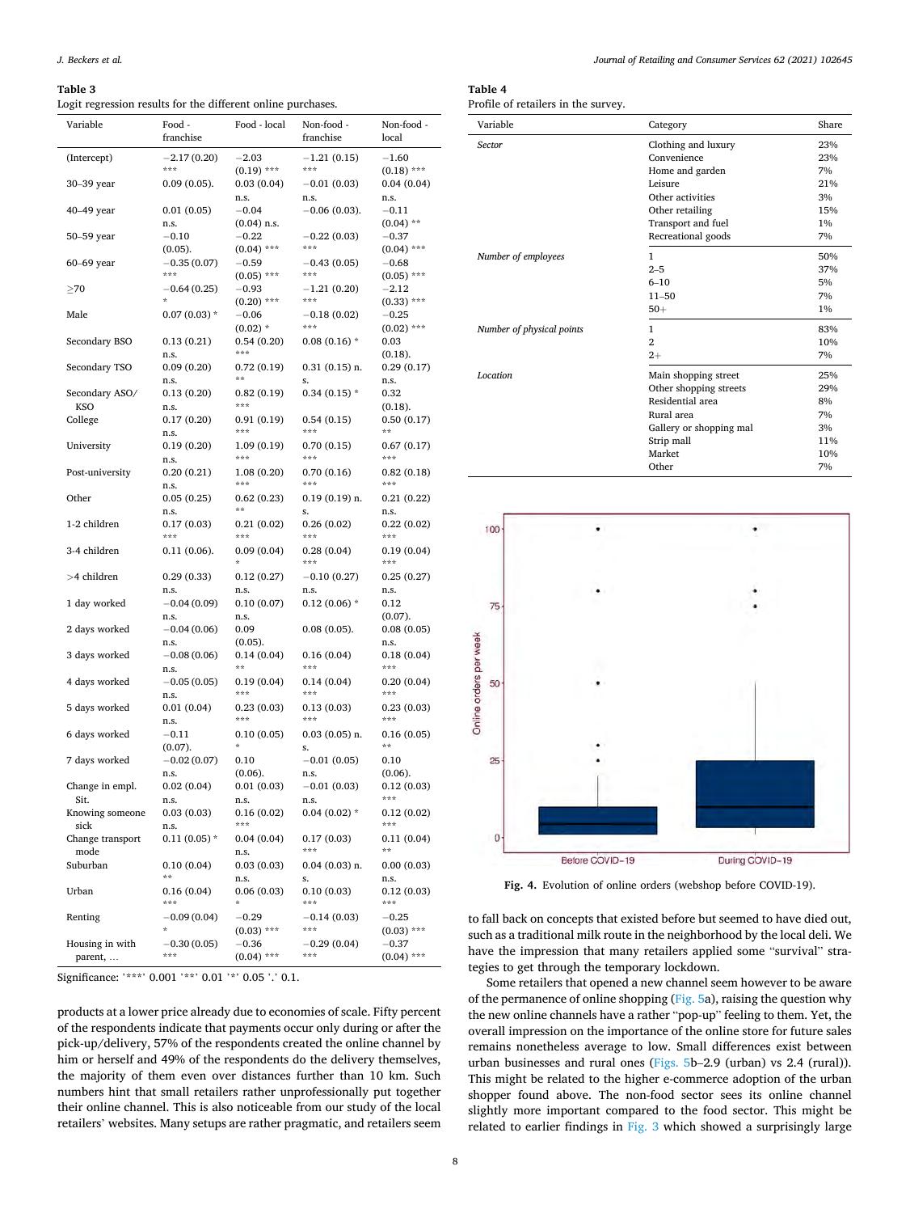**Table 3**
Logit regression results for the different online purchases.

| Variable | Food - franchise | Food - local | Non-food - franchise | Non-food - local |
|---|---|---|---|---|
| (Intercept) | −2.17 (0.20) *** | −2.03 (0.19) *** | −1.21 (0.15) *** | −1.60 (0.18) *** |
| 30–39 year | 0.09 (0.05). | 0.03 (0.04) n.s. | −0.01 (0.03) n.s. | 0.04 (0.04) n.s. |
| 40–49 year | 0.01 (0.05) n.s. | −0.04 (0.04) n.s. | −0.06 (0.03). | −0.11 (0.04) ** |
| 50–59 year | −0.10 (0.05). | −0.22 (0.04) *** | −0.22 (0.03) *** | −0.37 (0.04) *** |
| 60–69 year | −0.35 (0.07) *** | −0.59 (0.05) *** | −0.43 (0.05) *** | −0.68 (0.05) *** |
| ≥70 | −0.64 (0.25) * | −0.93 (0.20) *** | −1.21 (0.20) *** | −2.12 (0.33) *** |
| Male | 0.07 (0.03) * | −0.06 (0.02) * | −0.18 (0.02) *** | −0.25 (0.02) *** |
| Secondary BSO | 0.13 (0.21) n.s. | 0.54 (0.20) *** | 0.08 (0.16) * | 0.03 (0.18). |
| Secondary TSO | 0.09 (0.20) n.s. | 0.72 (0.19) ** | 0.31 (0.15) n.s. | 0.29 (0.17) n.s. |
| Secondary ASO/ KSO | 0.13 (0.20) n.s. | 0.82 (0.19) *** | 0.34 (0.15) * | 0.32 (0.18). |
| College | 0.17 (0.20) n.s. | 0.91 (0.19) *** | 0.54 (0.15) *** | 0.50 (0.17) ** |
| University | 0.19 (0.20) n.s. | 1.09 (0.19) *** | 0.70 (0.15) *** | 0.67 (0.17) *** |
| Post-university | 0.20 (0.21) n.s. | 1.08 (0.20) *** | 0.70 (0.16) *** | 0.82 (0.18) *** |
| Other | 0.05 (0.25) n.s. | 0.62 (0.23) ** | 0.19 (0.19) n.s. | 0.21 (0.22) n.s. |
| 1-2 children | 0.17 (0.03) *** | 0.21 (0.02) *** | 0.26 (0.02) *** | 0.22 (0.02) *** |
| 3-4 children | 0.11 (0.06). | 0.09 (0.04) * | 0.28 (0.04) *** | 0.19 (0.04) *** |
| >4 children | 0.29 (0.33) n.s. | 0.12 (0.27) n.s. | −0.10 (0.27) n.s. | 0.25 (0.27) n.s. |
| 1 day worked | −0.04 (0.09) n.s. | 0.10 (0.07) n.s. | 0.12 (0.06) * | 0.12 (0.07). |
| 2 days worked | −0.04 (0.06) n.s. | 0.09 (0.05). | 0.08 (0.05). | 0.08 (0.05) n.s. |
| 3 days worked | −0.08 (0.06) n.s. | 0.14 (0.04) ** | 0.16 (0.04) *** | 0.18 (0.04) *** |
| 4 days worked | −0.05 (0.05) n.s. | 0.19 (0.04) *** | 0.14 (0.04) *** | 0.20 (0.04) *** |
| 5 days worked | 0.01 (0.04) n.s. | 0.23 (0.03) *** | 0.13 (0.03) *** | 0.23 (0.03) *** |
| 6 days worked | −0.11 (0.07). | 0.10 (0.05) * | 0.03 (0.05) n.s. | 0.16 (0.05) ** |
| 7 days worked | −0.02 (0.07) n.s. | 0.10 (0.06). | −0.01 (0.05) n.s. | 0.10 (0.06). |
| Change in empl. Sit. | 0.02 (0.04) n.s. | 0.01 (0.03) n.s. | −0.01 (0.03) n.s. | 0.12 (0.03) *** |
| Knowing someone sick | 0.03 (0.03) n.s. | 0.16 (0.02) *** | 0.04 (0.02) * | 0.12 (0.02) *** |
| Change transport mode | 0.11 (0.05) * | 0.04 (0.04) n.s. | 0.17 (0.03) *** | 0.11 (0.04) ** |
| Suburban | 0.10 (0.04) ** | 0.03 (0.03) n.s. | 0.04 (0.03) n.s. | 0.00 (0.03) n.s. |
| Urban | 0.16 (0.04) *** | 0.06 (0.03) * | 0.10 (0.03) *** | 0.12 (0.03) *** |
| Renting | −0.09 (0.04) * | −0.29 (0.03) *** | −0.14 (0.03) *** | −0.25 (0.03) *** |
| Housing in with parent, ... | −0.30 (0.05) *** | −0.36 (0.04) *** | −0.29 (0.04) *** | −0.37 (0.04) *** |

Significance: '***' 0.001 '**' 0.01 '*' 0.05 '.' 0.1.

products at a lower price already due to economies of scale. Fifty percent of the respondents indicate that payments occur only during or after the pick-up/delivery, 57% of the respondents created the online channel by him or herself and 49% of the respondents do the delivery themselves, the majority of them even over distances further than 10 km. Such numbers hint that small retailers rather unprofessionally put together their online channel. This is also noticeable from our study of the local retailers' websites. Many setups are rather pragmatic, and retailers seem to fall back on concepts that existed before but seemed to have died out, such as a traditional milk route in the neighborhood by the local deli. We have the impression that many retailers applied some "survival" strategies to get through the temporary lockdown.

**Table 4**
Profile of retailers in the survey.

| Variable | Category | Share |
|---|---|---|
| *Sector* | Clothing and luxury | 23% |
| | Convenience | 23% |
| | Home and garden | 7% |
| | Leisure | 21% |
| | Other activities | 3% |
| | Other retailing | 15% |
| | Transport and fuel | 1% |
| | Recreational goods | 7% |
| *Number of employees* | 1 | 50% |
| | 2–5 | 37% |
| | 6–10 | 5% |
| | 11–50 | 7% |
| | 50+ | 1% |
| *Number of physical points* | 1 | 83% |
| | 2 | 10% |
| | 2+ | 7% |
| *Location* | Main shopping street | 25% |
| | Other shopping streets | 29% |
| | Residential area | 8% |
| | Rural area | 7% |
| | Gallery or shopping mal | 3% |
| | Strip mall | 11% |
| | Market | 10% |
| | Other | 7% |

**Fig. 4.** Evolution of online orders (webshop before COVID-19).

Some retailers that opened a new channel seem however to be aware of the permanence of online shopping (Fig. 5a), raising the question why the new online channels have a rather "pop-up" feeling to them. Yet, the overall impression on the importance of the online store for future sales remains nonetheless average to low. Small differences exist between urban businesses and rural ones (Figs. 5b–2.9 (urban) vs 2.4 (rural)). This might be related to the higher e-commerce adoption of the urban shopper found above. The non-food sector sees its online channel slightly more important compared to the food sector. This might be related to earlier findings in Fig. 3 which showed a surprisingly large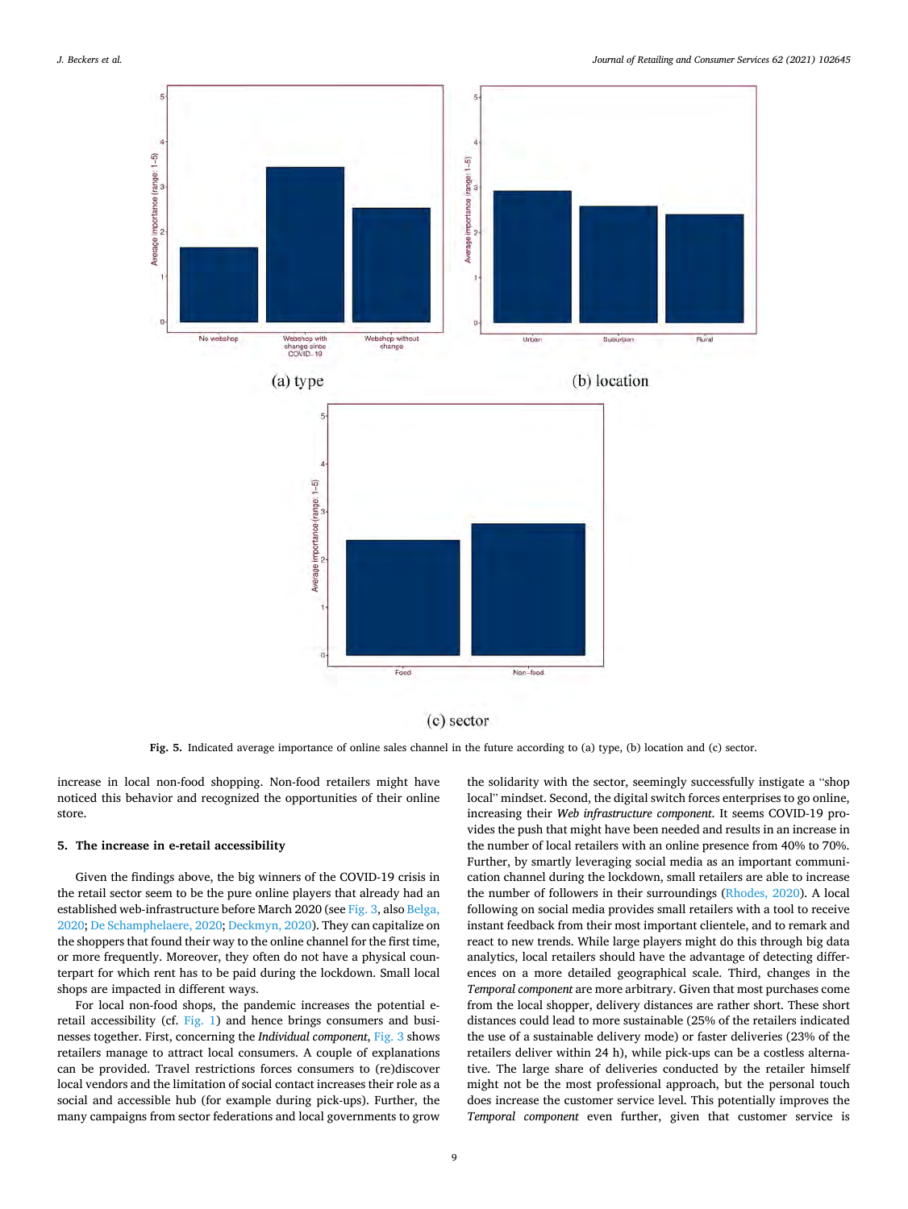Fig. 5. Indicated average importance of online sales channel in the future according to (a) type, (b) location and (c) sector.

increase in local non-food shopping. Non-food retailers might have noticed this behavior and recognized the opportunities of their online store.

## 5. The increase in e-retail accessibility

Given the findings above, the big winners of the COVID-19 crisis in the retail sector seem to be the pure online players that already had an established web-infrastructure before March 2020 (see Fig. 3, also Belga, 2020; De Schamphelaere, 2020; Deckmyn, 2020). They can capitalize on the shoppers that found their way to the online channel for the first time, or more frequently. Moreover, they often do not have a physical counterpart for which rent has to be paid during the lockdown. Small local shops are impacted in different ways.

For local non-food shops, the pandemic increases the potential e-retail accessibility (cf. Fig. 1) and hence brings consumers and businesses together. First, concerning the *Individual component*, Fig. 3 shows retailers manage to attract local consumers. A couple of explanations can be provided. Travel restrictions forces consumers to (re)discover local vendors and the limitation of social contact increases their role as a social and accessible hub (for example during pick-ups). Further, the many campaigns from sector federations and local governments to grow the solidarity with the sector, seemingly successfully instigate a "shop local" mindset. Second, the digital switch forces enterprises to go online, increasing their *Web infrastructure component*. It seems COVID-19 provides the push that might have been needed and results in an increase in the number of local retailers with an online presence from 40% to 70%. Further, by smartly leveraging social media as an important communication channel during the lockdown, small retailers are able to increase the number of followers in their surroundings (Rhodes, 2020). A local following on social media provides small retailers with a tool to receive instant feedback from their most important clientele, and to remark and react to new trends. While large players might do this through big data analytics, local retailers should have the advantage of detecting differences on a more detailed geographical scale. Third, changes in the *Temporal component* are more arbitrary. Given that most purchases come from the local shopper, delivery distances are rather short. These short distances could lead to more sustainable (25% of the retailers indicated the use of a sustainable delivery mode) or faster deliveries (23% of the retailers deliver within 24 h), while pick-ups can be a costless alternative. The large share of deliveries conducted by the retailer himself might not be the most professional approach, but the personal touch does increase the customer service level. This potentially improves the *Temporal component* even further, given that customer service is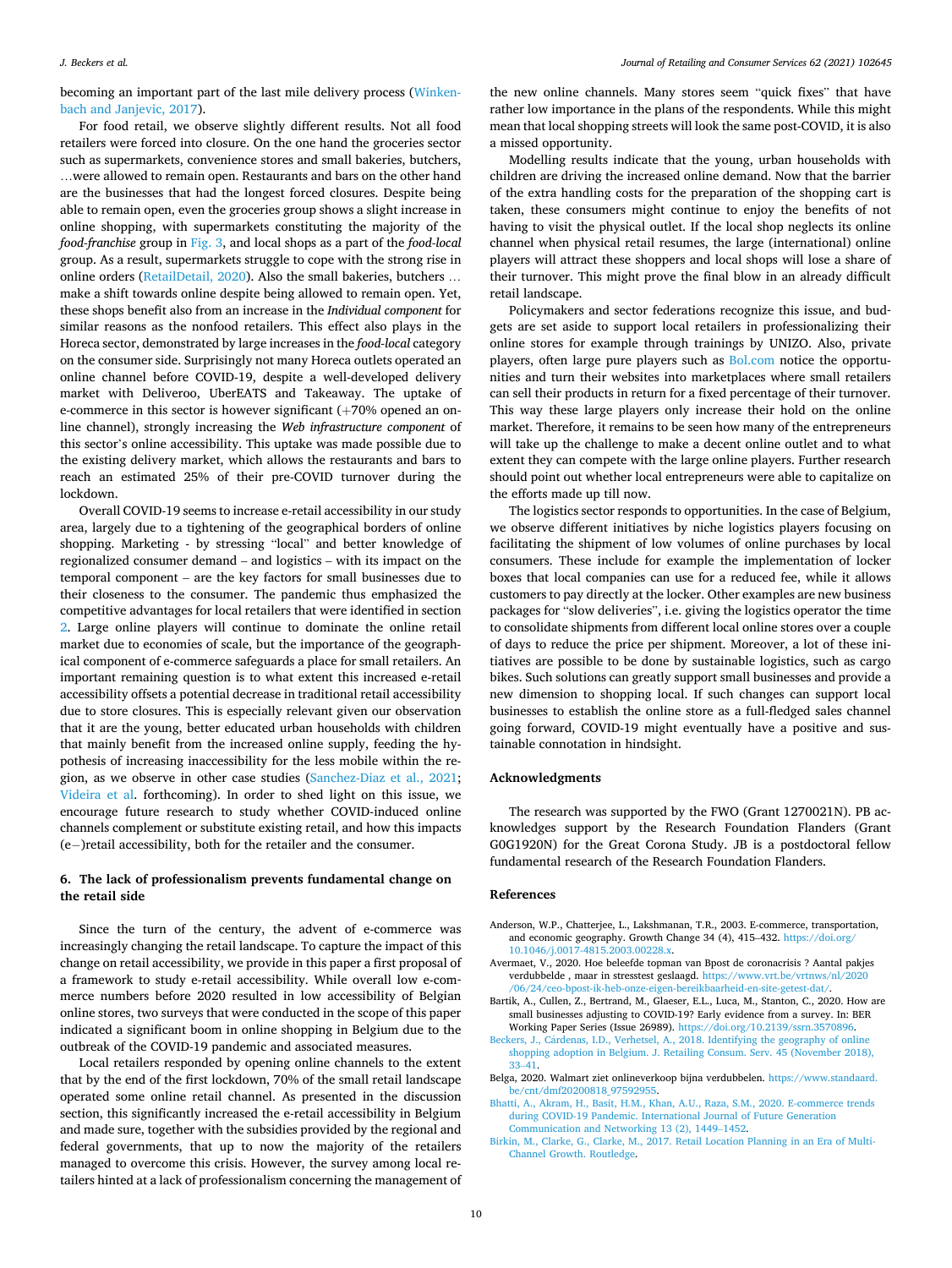becoming an important part of the last mile delivery process (Winkenbach and Janjevic, 2017).

For food retail, we observe slightly different results. Not all food retailers were forced into closure. On the one hand the groceries sector such as supermarkets, convenience stores and small bakeries, butchers, …were allowed to remain open. Restaurants and bars on the other hand are the businesses that had the longest forced closures. Despite being able to remain open, even the groceries group shows a slight increase in online shopping, with supermarkets constituting the majority of the *food-franchise* group in Fig. 3, and local shops as a part of the *food-local* group. As a result, supermarkets struggle to cope with the strong rise in online orders (RetailDetail, 2020). Also the small bakeries, butchers … make a shift towards online despite being allowed to remain open. Yet, these shops benefit also from an increase in the *Individual component* for similar reasons as the nonfood retailers. This effect also plays in the Horeca sector, demonstrated by large increases in the *food-local* category on the consumer side. Surprisingly not many Horeca outlets operated an online channel before COVID-19, despite a well-developed delivery market with Deliveroo, UberEATS and Takeaway. The uptake of e-commerce in this sector is however significant (+70% opened an online channel), strongly increasing the *Web infrastructure component* of this sector's online accessibility. This uptake was made possible due to the existing delivery market, which allows the restaurants and bars to reach an estimated 25% of their pre-COVID turnover during the lockdown.

Overall COVID-19 seems to increase e-retail accessibility in our study area, largely due to a tightening of the geographical borders of online shopping. Marketing - by stressing "local" and better knowledge of regionalized consumer demand – and logistics – with its impact on the temporal component – are the key factors for small businesses due to their closeness to the consumer. The pandemic thus emphasized the competitive advantages for local retailers that were identified in section 2. Large online players will continue to dominate the online retail market due to economies of scale, but the importance of the geographical component of e-commerce safeguards a place for small retailers. An important remaining question is to what extent this increased e-retail accessibility offsets a potential decrease in traditional retail accessibility due to store closures. This is especially relevant given our observation that it are the young, better educated urban households with children that mainly benefit from the increased online supply, feeding the hypothesis of increasing inaccessibility for the less mobile within the region, as we observe in other case studies (Sanchez-Diaz et al., 2021; Videira et al. forthcoming). In order to shed light on this issue, we encourage future research to study whether COVID-induced online channels complement or substitute existing retail, and how this impacts (e−)retail accessibility, both for the retailer and the consumer.

## 6. The lack of professionalism prevents fundamental change on the retail side

Since the turn of the century, the advent of e-commerce was increasingly changing the retail landscape. To capture the impact of this change on retail accessibility, we provide in this paper a first proposal of a framework to study e-retail accessibility. While overall low e-commerce numbers before 2020 resulted in low accessibility of Belgian online stores, two surveys that were conducted in the scope of this paper indicated a significant boom in online shopping in Belgium due to the outbreak of the COVID-19 pandemic and associated measures.

Local retailers responded by opening online channels to the extent that by the end of the first lockdown, 70% of the small retail landscape operated some online retail channel. As presented in the discussion section, this significantly increased the e-retail accessibility in Belgium and made sure, together with the subsidies provided by the regional and federal governments, that up to now the majority of the retailers managed to overcome this crisis. However, the survey among local retailers hinted at a lack of professionalism concerning the management of the new online channels. Many stores seem "quick fixes" that have rather low importance in the plans of the respondents. While this might mean that local shopping streets will look the same post-COVID, it is also a missed opportunity.

Modelling results indicate that the young, urban households with children are driving the increased online demand. Now that the barrier of the extra handling costs for the preparation of the shopping cart is taken, these consumers might continue to enjoy the benefits of not having to visit the physical outlet. If the local shop neglects its online channel when physical retail resumes, the large (international) online players will attract these shoppers and local shops will lose a share of their turnover. This might prove the final blow in an already difficult retail landscape.

Policymakers and sector federations recognize this issue, and budgets are set aside to support local retailers in professionalizing their online stores for example through trainings by UNIZO. Also, private players, often large pure players such as Bol.com notice the opportunities and turn their websites into marketplaces where small retailers can sell their products in return for a fixed percentage of their turnover. This way these large players only increase their hold on the online market. Therefore, it remains to be seen how many of the entrepreneurs will take up the challenge to make a decent online outlet and to what extent they can compete with the large online players. Further research should point out whether local entrepreneurs were able to capitalize on the efforts made up till now.

The logistics sector responds to opportunities. In the case of Belgium, we observe different initiatives by niche logistics players focusing on facilitating the shipment of low volumes of online purchases by local consumers. These include for example the implementation of locker boxes that local companies can use for a reduced fee, while it allows customers to pay directly at the locker. Other examples are new business packages for "slow deliveries", i.e. giving the logistics operator the time to consolidate shipments from different local online stores over a couple of days to reduce the price per shipment. Moreover, a lot of these initiatives are possible to be done by sustainable logistics, such as cargo bikes. Such solutions can greatly support small businesses and provide a new dimension to shopping local. If such changes can support local businesses to establish the online store as a full-fledged sales channel going forward, COVID-19 might eventually have a positive and sustainable connotation in hindsight.

## Acknowledgments

The research was supported by the FWO (Grant 1270021N). PB acknowledges support by the Research Foundation Flanders (Grant G0G1920N) for the Great Corona Study. JB is a postdoctoral fellow fundamental research of the Research Foundation Flanders.

## References

Anderson, W.P., Chatterjee, L., Lakshmanan, T.R., 2003. E-commerce, transportation, and economic geography. Growth Change 34 (4), 415–432. https://doi.org/10.1046/j.0017-4815.2003.00228.x.

Avermaet, V., 2020. Hoe beleefde topman van Bpost de coronacrisis ? Aantal pakjes verdubbelde , maar in stresstest geslaagd. https://www.vrt.be/vrtnws/nl/2020/06/24/ceo-bpost-ik-heb-onze-eigen-bereikbaarheid-en-site-getest-dat/.

Bartik, A., Cullen, Z., Bertrand, M., Glaeser, E.L., Luca, M., Stanton, C., 2020. How are small businesses adjusting to COVID-19? Early evidence from a survey. In: BER Working Paper Series (Issue 26989). https://doi.org/10.2139/ssrn.3570896.

Beckers, J., Cárdenas, I.D., Verhetsel, A., 2018. Identifying the geography of online shopping adoption in Belgium. J. Retailing Consum. Serv. 45 (November 2018), 33–41.

Belga, 2020. Walmart ziet onlineverkoop bijna verdubbelen. https://www.standaard.be/cnt/dmf20200818_97592955.

Bhatti, A., Akram, H., Basit, H.M., Khan, A.U., Raza, S.M., 2020. E-commerce trends during COVID-19 Pandemic. International Journal of Future Generation Communication and Networking 13 (2), 1449–1452.

Birkin, M., Clarke, G., Clarke, M., 2017. Retail Location Planning in an Era of Multi-Channel Growth. Routledge.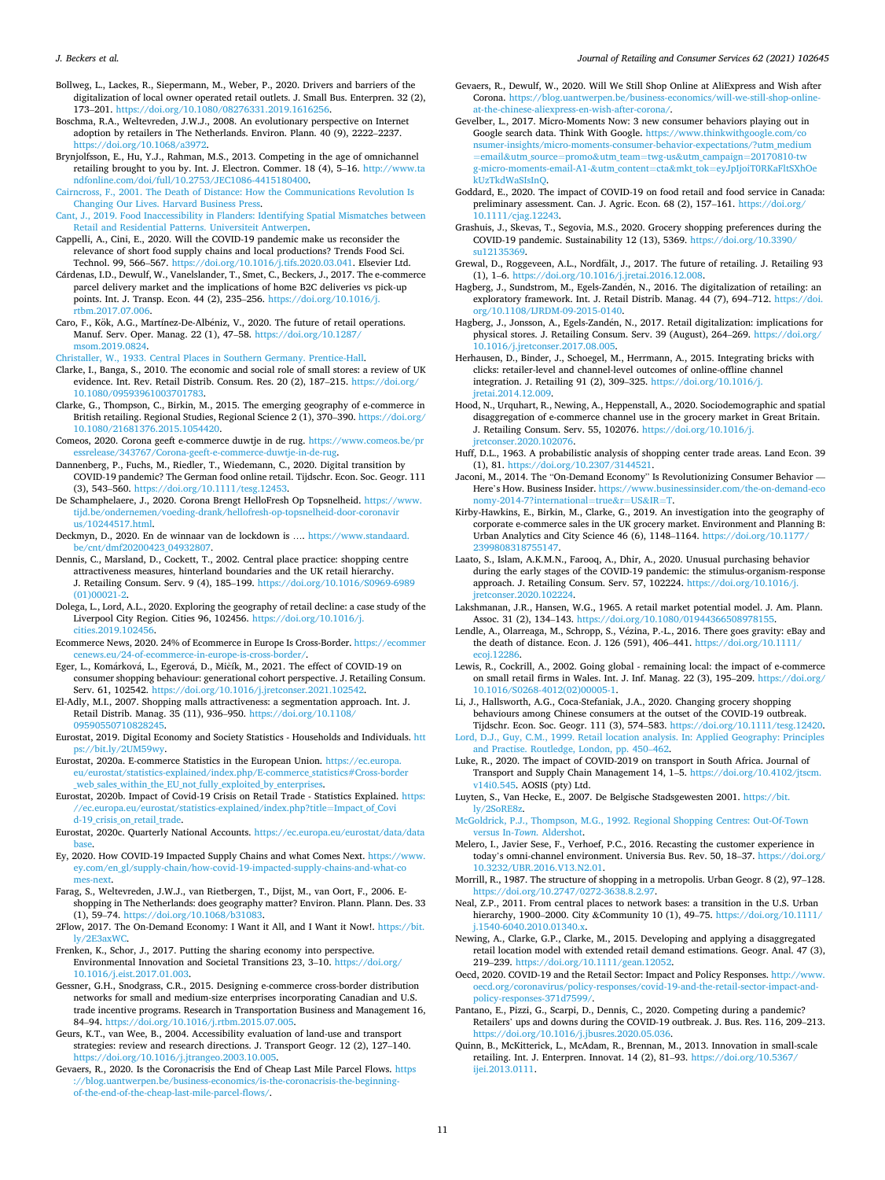Bollweg, L., Lackes, R., Siepermann, M., Weber, P., 2020. Drivers and barriers of the digitalization of local owner operated retail outlets. J. Small Bus. Enterpren. 32 (2), 173–201. https://doi.org/10.1080/08276331.2019.1616256.

Boschma, R.A., Weltevreden, J.W.J., 2008. An evolutionary perspective on Internet adoption by retailers in The Netherlands. Environ. Plann. 40 (9), 2222–2237. https://doi.org/10.1068/a3972.

Brynjolfsson, E., Hu, Y.J., Rahman, M.S., 2013. Competing in the age of omnichannel retailing brought to you by. Int. J. Electron. Commer. 18 (4), 5–16. http://www.tandfonline.com/doi/full/10.2753/JEC1086-4415180400.

Cairncross, F., 2001. The Death of Distance: How the Communications Revolution Is Changing Our Lives. Harvard Business Press.

Cant, J., 2019. Food Inaccessibility in Flanders: Identifying Spatial Mismatches between Retail and Residential Patterns. Universiteit Antwerpen.

Cappelli, A., Cini, E., 2020. Will the COVID-19 pandemic make us reconsider the relevance of short food supply chains and local productions? Trends Food Sci. Technol. 99, 566–567. https://doi.org/10.1016/j.tifs.2020.03.041. Elsevier Ltd.

Cárdenas, I.D., Dewulf, W., Vanelslander, T., Smet, C., Beckers, J., 2017. The e-commerce parcel delivery market and the implications of home B2C deliveries vs pick-up points. Int. J. Transp. Econ. 44 (2), 235–256. https://doi.org/10.1016/j.rtbm.2017.07.006.

Caro, F., Kök, A.G., Martínez-De-Albéniz, V., 2020. The future of retail operations. Manuf. Serv. Oper. Manag. 22 (1), 47–58. https://doi.org/10.1287/msom.2019.0824.

Christaller, W., 1933. Central Places in Southern Germany. Prentice-Hall.

Clarke, I., Banga, S., 2010. The economic and social role of small stores: a review of UK evidence. Int. Rev. Retail Distrib. Consum. Res. 20 (2), 187–215. https://doi.org/10.1080/09593961003701783.

Clarke, G., Thompson, C., Birkin, M., 2015. The emerging geography of e-commerce in British retailing. Regional Studies, Regional Science 2 (1), 370–390. https://doi.org/10.1080/21681376.2015.1054420.

Comeos, 2020. Corona geeft e-commerce duwtje in de rug. https://www.comeos.be/pressrelease/343767/Corona-geeft-e-commerce-duwtje-in-de-rug.

Dannenberg, P., Fuchs, M., Riedler, T., Wiedemann, C., 2020. Digital transition by COVID-19 pandemic? The German food online retail. Tijdschr. Econ. Soc. Geogr. 111 (3), 543–560. https://doi.org/10.1111/tesg.12453.

De Schamphelaere, J., 2020. Corona Brengt HelloFresh Op Topsnelheid. https://www.tijd.be/ondernemen/voeding-drank/hellofresh-op-topsnelheid-door-coronavirus/10244517.html.

Deckmyn, D., 2020. En de winnaar van de lockdown is …. https://www.standaard.be/cnt/dmf20200423_04932807.

Dennis, C., Marsland, D., Cockett, T., 2002. Central place practice: shopping centre attractiveness measures, hinterland boundaries and the UK retail hierarchy. J. Retailing Consum. Serv. 9 (4), 185–199. https://doi.org/10.1016/S0969-6989(01)00021-2.

Dolega, L., Lord, A.L., 2020. Exploring the geography of retail decline: a case study of the Liverpool City Region. Cities 96, 102456. https://doi.org/10.1016/j.cities.2019.102456.

Ecommerce News, 2020. 24% of Ecommerce in Europe Is Cross-Border. https://ecommercenews.eu/24-of-ecommerce-in-europe-is-cross-border/.

Eger, L., Komárková, L., Egerová, D., Mičík, M., 2021. The effect of COVID-19 on consumer shopping behaviour: generational cohort perspective. J. Retailing Consum. Serv. 61, 102542. https://doi.org/10.1016/j.jretconser.2021.102542.

El-Adly, M.I., 2007. Shopping malls attractiveness: a segmentation approach. Int. J. Retail Distrib. Manag. 35 (11), 936–950. https://doi.org/10.1108/09590550710828245.

Eurostat, 2019. Digital Economy and Society Statistics - Households and Individuals. https://bit.ly/2UM59wy.

Eurostat, 2020a. E-commerce Statistics in the European Union. https://ec.europa.eu/eurostat/statistics-explained/index.php/E-commerce_statistics#Cross-border_web_sales_within_the_EU_not_fully_exploited_by_enterprises.

Eurostat, 2020b. Impact of Covid-19 Crisis on Retail Trade - Statistics Explained. https://ec.europa.eu/eurostat/statistics-explained/index.php?title=Impact_of_Covid-19_crisis_on_retail_trade.

Eurostat, 2020c. Quarterly National Accounts. https://ec.europa.eu/eurostat/data/database.

Ey, 2020. How COVID-19 Impacted Supply Chains and what Comes Next. https://www.ey.com/en_gl/supply-chain/how-covid-19-impacted-supply-chains-and-what-comes-next.

Farag, S., Weltevreden, J.W.J., van Rietbergen, T., Dijst, M., van Oort, F., 2006. E-shopping in The Netherlands: does geography matter? Environ. Plann. Plann. Des. 33 (1), 59–74. https://doi.org/10.1068/b31083.

2Flow, 2017. The On-Demand Economy: I Want it All, and I Want it Now!. https://bit.ly/2E3axWC.

Frenken, K., Schor, J., 2017. Putting the sharing economy into perspective. Environmental Innovation and Societal Transitions 23, 3–10. https://doi.org/10.1016/j.eist.2017.01.003.

Gessner, G.H., Snodgrass, C.R., 2015. Designing e-commerce cross-border distribution networks for small and medium-size enterprises incorporating Canadian and U.S. trade incentive programs. Research in Transportation Business and Management 16, 84–94. https://doi.org/10.1016/j.rtbm.2015.07.005.

Geurs, K.T., van Wee, B., 2004. Accessibility evaluation of land-use and transport strategies: review and research directions. J. Transport Geogr. 12 (2), 127–140. https://doi.org/10.1016/j.jtrangeo.2003.10.005.

Gevaers, R., 2020. Is the Coronacrisis the End of Cheap Last Mile Parcel Flows. https://blog.uantwerpen.be/business-economics/is-the-coronacrisis-the-beginning-of-the-end-of-the-cheap-last-mile-parcel-flows/.

Gevaers, R., Dewulf, W., 2020. Will We Still Shop Online at AliExpress and Wish after Corona. https://blog.uantwerpen.be/business-economics/will-we-still-shop-online-at-the-chinese-aliexpress-en-wish-after-corona/.

Gevelber, L., 2017. Micro-Moments Now: 3 new consumer behaviors playing out in Google search data. Think With Google. https://www.thinkwithgoogle.com/consumer-insights/micro-moments-consumer-behavior-expectations/?utm_medium=email&utm_source=promo&utm_team=twg-us&utm_campaign=20170810-twg-micro-moments-email-A1-&utm_content=cta&mkt_tok=eyJpIjoiT0RKaFltSXhOekUzTkdWaSIsInQ.

Goddard, E., 2020. The impact of COVID-19 on food retail and food service in Canada: preliminary assessment. Can. J. Agric. Econ. 68 (2), 157–161. https://doi.org/10.1111/cjag.12243.

Grashuis, J., Skevas, T., Segovia, M.S., 2020. Grocery shopping preferences during the COVID-19 pandemic. Sustainability 12 (13), 5369. https://doi.org/10.3390/su12135369.

Grewal, D., Roggeveen, A.L., Nordfält, J., 2017. The future of retailing. J. Retailing 93 (1), 1–6. https://doi.org/10.1016/j.jretai.2016.12.008.

Hagberg, J., Sundstrom, M., Egels-Zandén, N., 2016. The digitalization of retailing: an exploratory framework. Int. J. Retail Distrib. Manag. 44 (7), 694–712. https://doi.org/10.1108/IJRDM-09-2015-0140.

Hagberg, J., Jonsson, A., Egels-Zandén, N., 2017. Retail digitalization: implications for physical stores. J. Retailing Consum. Serv. 39 (August), 264–269. https://doi.org/10.1016/j.jretconser.2017.08.005.

Herhausen, D., Binder, J., Schoegel, M., Herrmann, A., 2015. Integrating bricks with clicks: retailer-level and channel-level outcomes of online-offline channel integration. J. Retailing 91 (2), 309–325. https://doi.org/10.1016/j.jretai.2014.12.009.

Hood, N., Urquhart, R., Newing, A., Heppenstall, A., 2020. Sociodemographic and spatial disaggregation of e-commerce channel use in the grocery market in Great Britain. J. Retailing Consum. Serv. 55, 102076. https://doi.org/10.1016/j.jretconser.2020.102076.

Huff, D.L., 1963. A probabilistic analysis of shopping center trade areas. Land Econ. 39 (1), 81. https://doi.org/10.2307/3144521.

Jaconi, M., 2014. The "On-Demand Economy" Is Revolutionizing Consumer Behavior — Here's How. Business Insider. https://www.businessinsider.com/the-on-demand-economy-2014-7?international=true&r=US&IR=T.

Kirby-Hawkins, E., Birkin, M., Clarke, G., 2019. An investigation into the geography of corporate e-commerce sales in the UK grocery market. Environment and Planning B: Urban Analytics and City Science 46 (6), 1148–1164. https://doi.org/10.1177/2399808318755147.

Laato, S., Islam, A.K.M.N., Farooq, A., Dhir, A., 2020. Unusual purchasing behavior during the early stages of the COVID-19 pandemic: the stimulus-organism-response approach. J. Retailing Consum. Serv. 57, 102224. https://doi.org/10.1016/j.jretconser.2020.102224.

Lakshmanan, J.R., Hansen, W.G., 1965. A retail market potential model. J. Am. Plann. Assoc. 31 (2), 134–143. https://doi.org/10.1080/01944366508978155.

Lendle, A., Olarreaga, M., Schropp, S., Vézina, P.-L., 2016. There goes gravity: eBay and the death of distance. Econ. J. 126 (591), 406–441. https://doi.org/10.1111/ecoj.12286.

Lewis, R., Cockrill, A., 2002. Going global - remaining local: the impact of e-commerce on small retail firms in Wales. Int. J. Inf. Manag. 22 (3), 195–209. https://doi.org/10.1016/S0268-4012(02)00005-1.

Li, J., Hallsworth, A.G., Coca-Stefaniak, J.A., 2020. Changing grocery shopping behaviours among Chinese consumers at the outset of the COVID-19 outbreak. Tijdschr. Econ. Soc. Geogr. 111 (3), 574–583. https://doi.org/10.1111/tesg.12420.

Lord, D.J., Guy, C.M., 1999. Retail location analysis. In: Applied Geography: Principles and Practise. Routledge, London, pp. 450–462.

Luke, R., 2020. The impact of COVID-2019 on transport in South Africa. Journal of Transport and Supply Chain Management 14, 1–5. https://doi.org/10.4102/jtscm.v14i0.545. AOSIS (pty) Ltd.

Luyten, S., Van Hecke, E., 2007. De Belgische Stadsgewesten 2001. https://bit.ly/2SoRE8z.

McGoldrick, P.J., Thompson, M.G., 1992. Regional Shopping Centres: Out-Of-Town versus In-*Town*. Aldershot.

Melero, I., Javier Sese, F., Verhoef, P.C., 2016. Recasting the customer experience in today's omni-channel environment. Universia Bus. Rev. 50, 18–37. https://doi.org/10.3232/UBR.2016.V13.N2.01.

Morrill, R., 1987. The structure of shopping in a metropolis. Urban Geogr. 8 (2), 97–128. https://doi.org/10.2747/0272-3638.8.2.97.

Neal, Z.P., 2011. From central places to network bases: a transition in the U.S. Urban hierarchy, 1900–2000. City &Community 10 (1), 49–75. https://doi.org/10.1111/j.1540-6040.2010.01340.x.

Newing, A., Clarke, G.P., Clarke, M., 2015. Developing and applying a disaggregated retail location model with extended retail demand estimations. Geogr. Anal. 47 (3), 219–239. https://doi.org/10.1111/gean.12052.

Oecd, 2020. COVID-19 and the Retail Sector: Impact and Policy Responses. http://www.oecd.org/coronavirus/policy-responses/covid-19-and-the-retail-sector-impact-and-policy-responses-371d7599/.

Pantano, E., Pizzi, G., Scarpi, D., Dennis, C., 2020. Competing during a pandemic? Retailers' ups and downs during the COVID-19 outbreak. J. Bus. Res. 116, 209–213. https://doi.org/10.1016/j.jbusres.2020.05.036.

Quinn, B., McKitterick, L., McAdam, R., Brennan, M., 2013. Innovation in small-scale retailing. Int. J. Enterpren. Innovat. 14 (2), 81–93. https://doi.org/10.5367/ijei.2013.0111.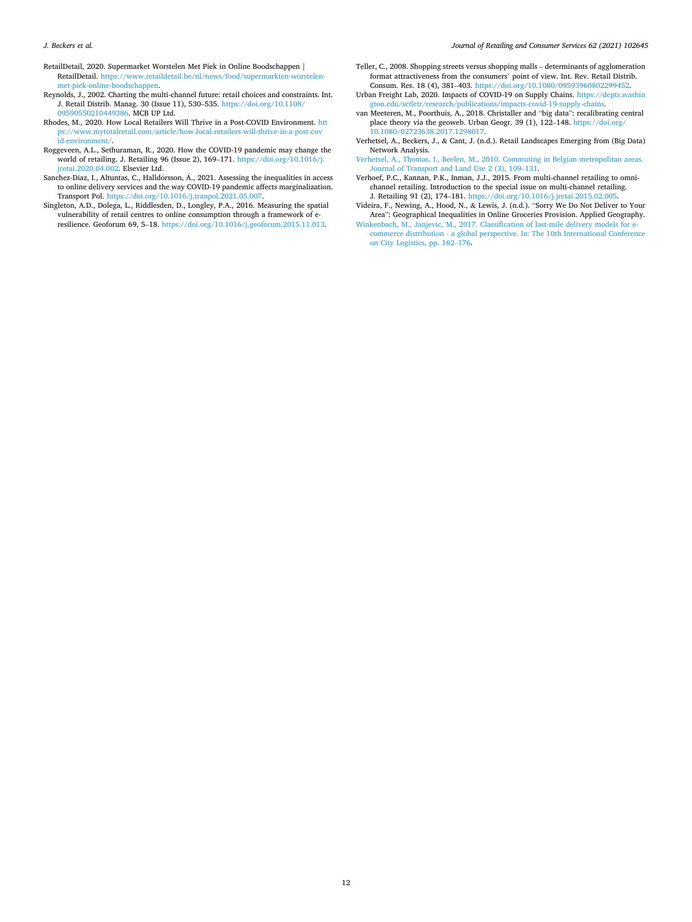RetailDetail, 2020. Supermarket Worstelen Met Piek in Online Boodschappen | RetailDetail. https://www.retaildetail.be/nl/news/food/supermarkten-worstelen-met-piek-online-boodschappen.

Reynolds, J., 2002. Charting the multi-channel future: retail choices and constraints. Int. J. Retail Distrib. Manag. 30 (Issue 11), 530–535. https://doi.org/10.1108/09590550210449386. MCB UP Ltd.

Rhodes, M., 2020. How Local Retailers Will Thrive in a Post-COVID Environment. https://www.mytotalretail.com/article/how-local-retailers-will-thrive-in-a-post-covid-environment/.

Roggeveen, A.L., Sethuraman, R., 2020. How the COVID-19 pandemic may change the world of retailing. J. Retailing 96 (Issue 2), 169–171. https://doi.org/10.1016/j.jretai.2020.04.002. Elsevier Ltd.

Sanchez-Diaz, I., Altuntas, C., Halldórsson, Á., 2021. Assessing the inequalities in access to online delivery services and the way COVID-19 pandemic affects marginalization. Transport Pol. https://doi.org/10.1016/j.tranpol.2021.05.007.

Singleton, A.D., Dolega, L., Riddlesden, D., Longley, P.A., 2016. Measuring the spatial vulnerability of retail centres to online consumption through a framework of e-resilience. Geoforum 69, 5–18. https://doi.org/10.1016/j.geoforum.2015.11.013.

Teller, C., 2008. Shopping streets versus shopping malls – determinants of agglomeration format attractiveness from the consumers' point of view. Int. Rev. Retail Distrib. Consum. Res. 18 (4), 381–403. https://doi.org/10.1080/09593960802299452.

Urban Freight Lab, 2020. Impacts of COVID-19 on Supply Chains. https://depts.washington.edu/sctlctr/research/publications/impacts-covid-19-supply-chains.

van Meeteren, M., Poorthuis, A., 2018. Christaller and "big data": recalibrating central place theory via the geoweb. Urban Geogr. 39 (1), 122–148. https://doi.org/10.1080/02723638.2017.1298017.

Verhetsel, A., Beckers, J., & Cant, J. (n.d.). Retail Landscapes Emerging from (Big Data) Network Analysis.

Verhetsel, A., Thomas, I., Beelen, M., 2010. Commuting in Belgian metropolitan areas. Journal of Transport and Land Use 2 (3), 109–131.

Verhoef, P.C., Kannan, P.K., Inman, J.J., 2015. From multi-channel retailing to omni-channel retailing. Introduction to the special issue on multi-channel retailing. J. Retailing 91 (2), 174–181. https://doi.org/10.1016/j.jretai.2015.02.005.

Videira, F., Newing, A., Hood, N., & Lewis, J. (n.d.). "Sorry We Do Not Deliver to Your Area": Geographical Inequalities in Online Groceries Provision. Applied Geography.

Winkenbach, M., Janjevic, M., 2017. Classification of last-mile delivery models for e-commerce distribution - a global perspective. In: The 10th International Conference on City Logistics, pp. 162–176.